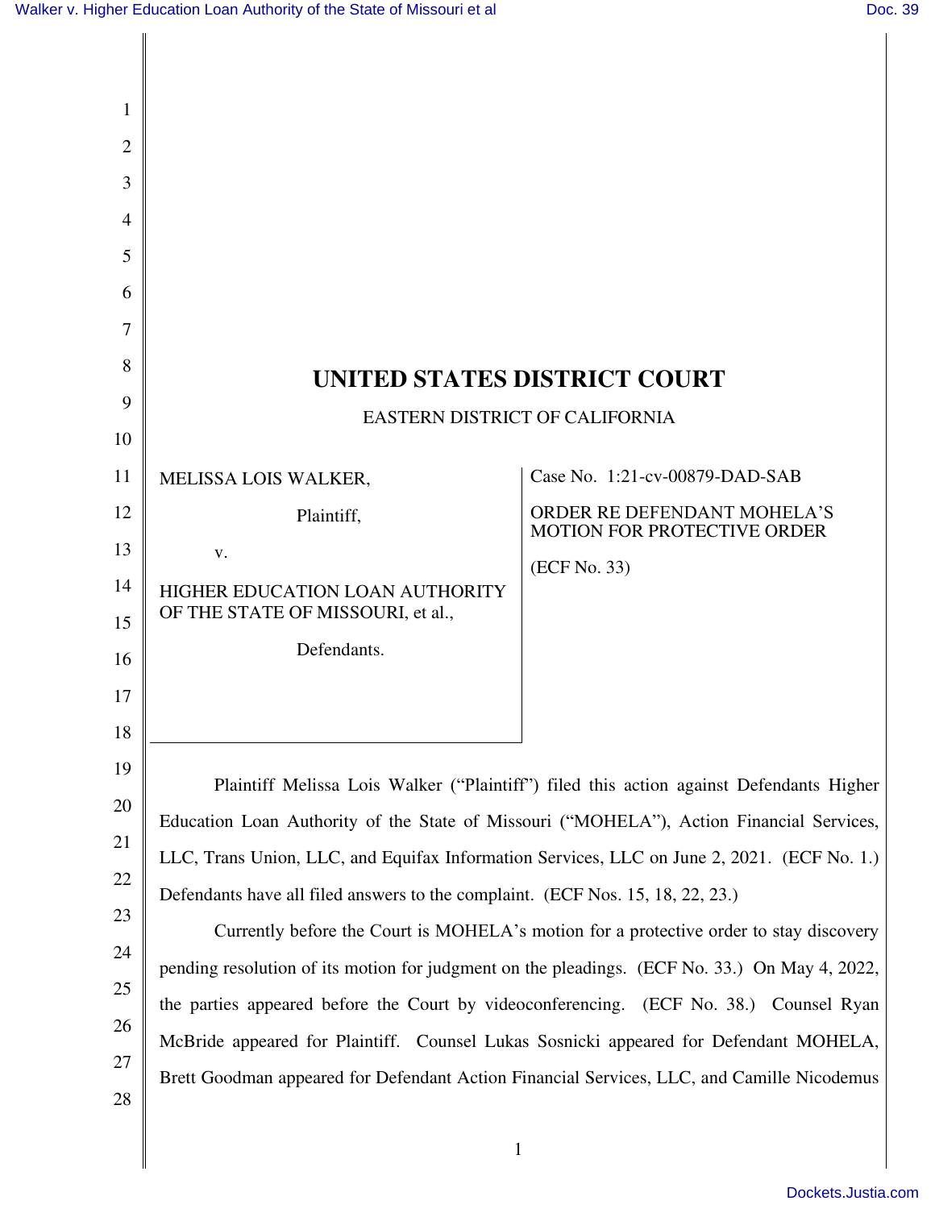# UNITED STATES DISTRICT COURT

EASTERN DISTRICT OF CALIFORNIA

MELISSA LOIS WALKER,

Plaintiff,

v.

HIGHER EDUCATION LOAN AUTHORITY OF THE STATE OF MISSOURI, et al.,

Defendants.

Case No. 1:21-cv-00879-DAD-SAB

ORDER RE DEFENDANT MOHELA'S MOTION FOR PROTECTIVE ORDER

(ECF No. 33)

Plaintiff Melissa Lois Walker ("Plaintiff") filed this action against Defendants Higher Education Loan Authority of the State of Missouri ("MOHELA"), Action Financial Services, LLC, Trans Union, LLC, and Equifax Information Services, LLC on June 2, 2021. (ECF No. 1.) Defendants have all filed answers to the complaint. (ECF Nos. 15, 18, 22, 23.)

Currently before the Court is MOHELA's motion for a protective order to stay discovery pending resolution of its motion for judgment on the pleadings. (ECF No. 33.) On May 4, 2022, the parties appeared before the Court by videoconferencing. (ECF No. 38.) Counsel Ryan McBride appeared for Plaintiff. Counsel Lukas Sosnicki appeared for Defendant MOHELA, Brett Goodman appeared for Defendant Action Financial Services, LLC, and Camille Nicodemus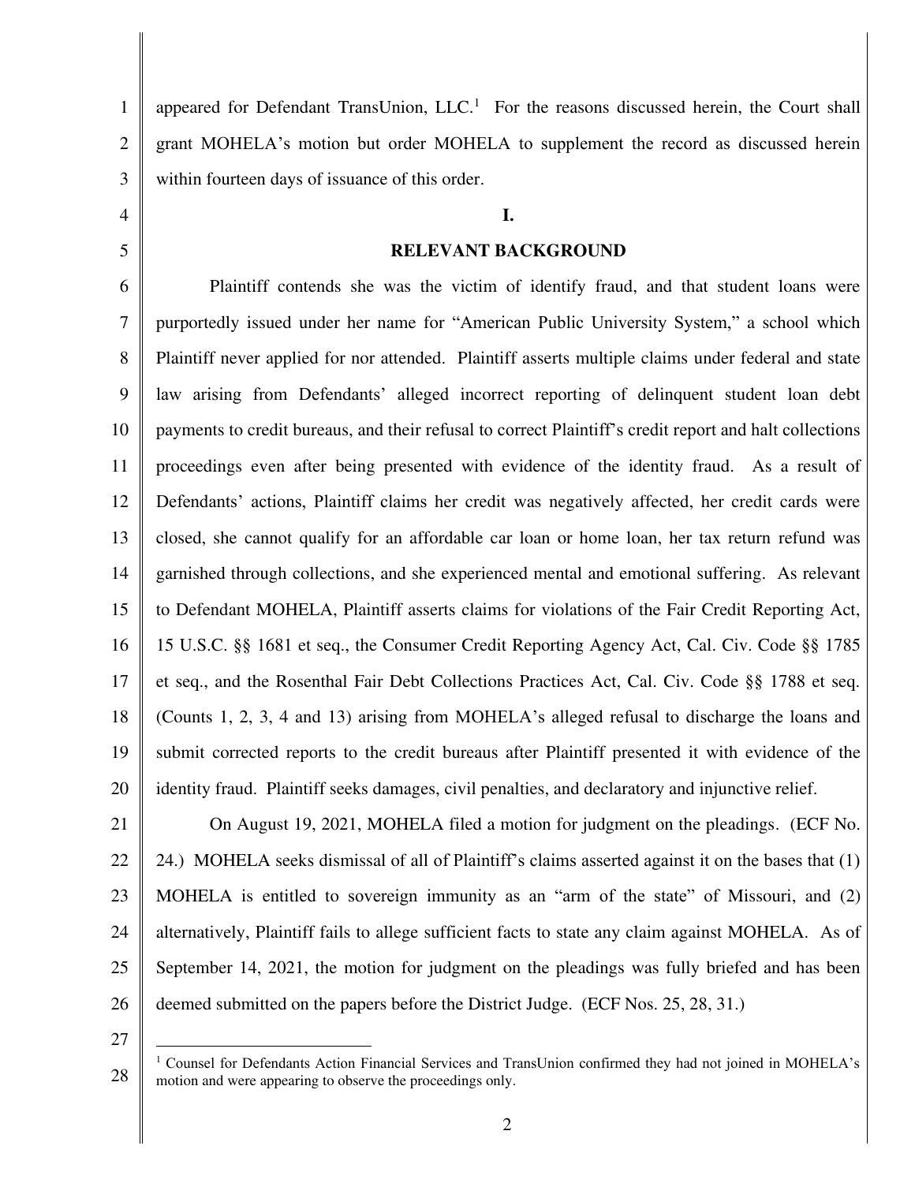appeared for Defendant TransUnion, LLC.[1] For the reasons discussed herein, the Court shall grant MOHELA's motion but order MOHELA to supplement the record as discussed herein within fourteen days of issuance of this order.

## I.

## RELEVANT BACKGROUND

Plaintiff contends she was the victim of identify fraud, and that student loans were purportedly issued under her name for "American Public University System," a school which Plaintiff never applied for nor attended. Plaintiff asserts multiple claims under federal and state law arising from Defendants' alleged incorrect reporting of delinquent student loan debt payments to credit bureaus, and their refusal to correct Plaintiff's credit report and halt collections proceedings even after being presented with evidence of the identity fraud. As a result of Defendants' actions, Plaintiff claims her credit was negatively affected, her credit cards were closed, she cannot qualify for an affordable car loan or home loan, her tax return refund was garnished through collections, and she experienced mental and emotional suffering. As relevant to Defendant MOHELA, Plaintiff asserts claims for violations of the Fair Credit Reporting Act, 15 U.S.C. §§ 1681 et seq., the Consumer Credit Reporting Agency Act, Cal. Civ. Code §§ 1785 et seq., and the Rosenthal Fair Debt Collections Practices Act, Cal. Civ. Code §§ 1788 et seq. (Counts 1, 2, 3, 4 and 13) arising from MOHELA's alleged refusal to discharge the loans and submit corrected reports to the credit bureaus after Plaintiff presented it with evidence of the identity fraud. Plaintiff seeks damages, civil penalties, and declaratory and injunctive relief.

On August 19, 2021, MOHELA filed a motion for judgment on the pleadings. (ECF No. 24.) MOHELA seeks dismissal of all of Plaintiff's claims asserted against it on the bases that (1) MOHELA is entitled to sovereign immunity as an "arm of the state" of Missouri, and (2) alternatively, Plaintiff fails to allege sufficient facts to state any claim against MOHELA. As of September 14, 2021, the motion for judgment on the pleadings was fully briefed and has been deemed submitted on the papers before the District Judge. (ECF Nos. 25, 28, 31.)

---

[1] Counsel for Defendants Action Financial Services and TransUnion confirmed they had not joined in MOHELA's motion and were appearing to observe the proceedings only.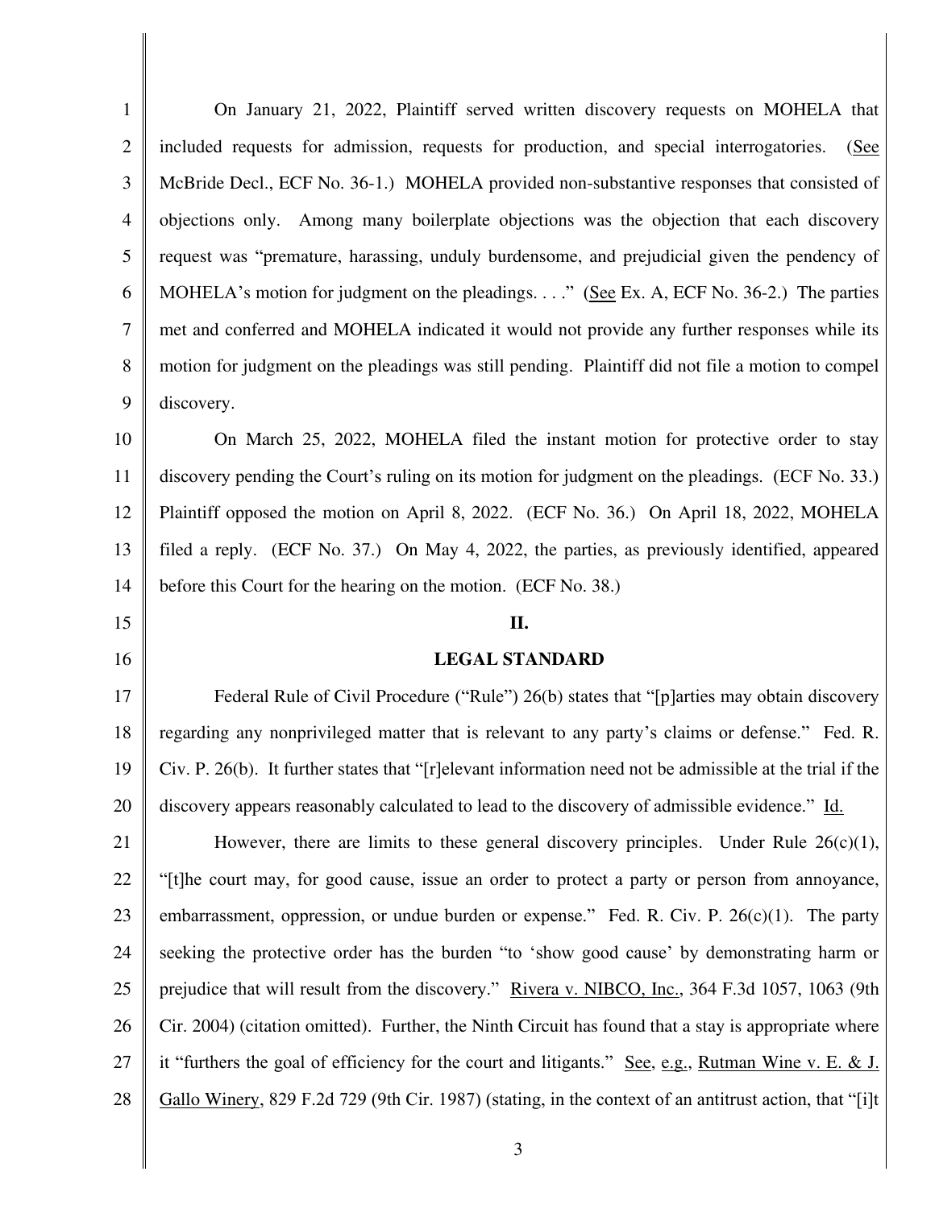On January 21, 2022, Plaintiff served written discovery requests on MOHELA that included requests for admission, requests for production, and special interrogatories. (See McBride Decl., ECF No. 36-1.) MOHELA provided non-substantive responses that consisted of objections only. Among many boilerplate objections was the objection that each discovery request was "premature, harassing, unduly burdensome, and prejudicial given the pendency of MOHELA's motion for judgment on the pleadings. . . ." (See Ex. A, ECF No. 36-2.) The parties met and conferred and MOHELA indicated it would not provide any further responses while its motion for judgment on the pleadings was still pending. Plaintiff did not file a motion to compel discovery.

On March 25, 2022, MOHELA filed the instant motion for protective order to stay discovery pending the Court's ruling on its motion for judgment on the pleadings. (ECF No. 33.) Plaintiff opposed the motion on April 8, 2022. (ECF No. 36.) On April 18, 2022, MOHELA filed a reply. (ECF No. 37.) On May 4, 2022, the parties, as previously identified, appeared before this Court for the hearing on the motion. (ECF No. 38.)

## II.

## LEGAL STANDARD

Federal Rule of Civil Procedure ("Rule") 26(b) states that "[p]arties may obtain discovery regarding any nonprivileged matter that is relevant to any party's claims or defense." Fed. R. Civ. P. 26(b). It further states that "[r]elevant information need not be admissible at the trial if the discovery appears reasonably calculated to lead to the discovery of admissible evidence." Id.

However, there are limits to these general discovery principles. Under Rule 26(c)(1), "[t]he court may, for good cause, issue an order to protect a party or person from annoyance, embarrassment, oppression, or undue burden or expense." Fed. R. Civ. P. 26(c)(1). The party seeking the protective order has the burden "to 'show good cause' by demonstrating harm or prejudice that will result from the discovery." Rivera v. NIBCO, Inc., 364 F.3d 1057, 1063 (9th Cir. 2004) (citation omitted). Further, the Ninth Circuit has found that a stay is appropriate where it "furthers the goal of efficiency for the court and litigants." See, e.g., Rutman Wine v. E. & J. Gallo Winery, 829 F.2d 729 (9th Cir. 1987) (stating, in the context of an antitrust action, that "[i]t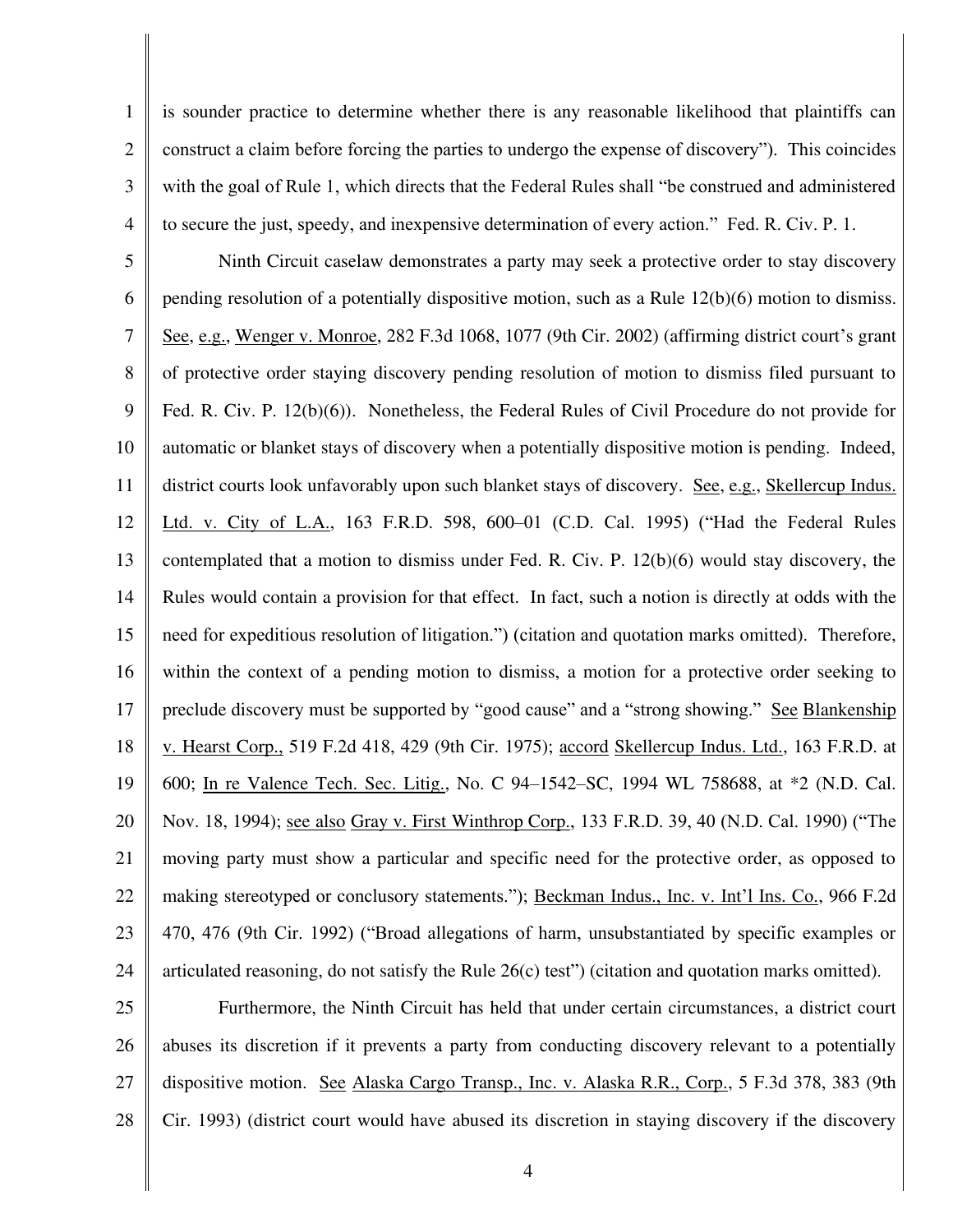is sounder practice to determine whether there is any reasonable likelihood that plaintiffs can construct a claim before forcing the parties to undergo the expense of discovery"). This coincides with the goal of Rule 1, which directs that the Federal Rules shall "be construed and administered to secure the just, speedy, and inexpensive determination of every action." Fed. R. Civ. P. 1.

Ninth Circuit caselaw demonstrates a party may seek a protective order to stay discovery pending resolution of a potentially dispositive motion, such as a Rule 12(b)(6) motion to dismiss. See, e.g., Wenger v. Monroe, 282 F.3d 1068, 1077 (9th Cir. 2002) (affirming district court's grant of protective order staying discovery pending resolution of motion to dismiss filed pursuant to Fed. R. Civ. P. 12(b)(6)). Nonetheless, the Federal Rules of Civil Procedure do not provide for automatic or blanket stays of discovery when a potentially dispositive motion is pending. Indeed, district courts look unfavorably upon such blanket stays of discovery. See, e.g., Skellercup Indus. Ltd. v. City of L.A., 163 F.R.D. 598, 600–01 (C.D. Cal. 1995) ("Had the Federal Rules contemplated that a motion to dismiss under Fed. R. Civ. P. 12(b)(6) would stay discovery, the Rules would contain a provision for that effect. In fact, such a notion is directly at odds with the need for expeditious resolution of litigation.") (citation and quotation marks omitted). Therefore, within the context of a pending motion to dismiss, a motion for a protective order seeking to preclude discovery must be supported by "good cause" and a "strong showing." See Blankenship v. Hearst Corp., 519 F.2d 418, 429 (9th Cir. 1975); accord Skellercup Indus. Ltd., 163 F.R.D. at 600; In re Valence Tech. Sec. Litig., No. C 94–1542–SC, 1994 WL 758688, at *2 (N.D. Cal. Nov. 18, 1994); see also Gray v. First Winthrop Corp., 133 F.R.D. 39, 40 (N.D. Cal. 1990) ("The moving party must show a particular and specific need for the protective order, as opposed to making stereotyped or conclusory statements."); Beckman Indus., Inc. v. Int'l Ins. Co., 966 F.2d 470, 476 (9th Cir. 1992) ("Broad allegations of harm, unsubstantiated by specific examples or articulated reasoning, do not satisfy the Rule 26(c) test") (citation and quotation marks omitted).

Furthermore, the Ninth Circuit has held that under certain circumstances, a district court abuses its discretion if it prevents a party from conducting discovery relevant to a potentially dispositive motion. See Alaska Cargo Transp., Inc. v. Alaska R.R., Corp., 5 F.3d 378, 383 (9th Cir. 1993) (district court would have abused its discretion in staying discovery if the discovery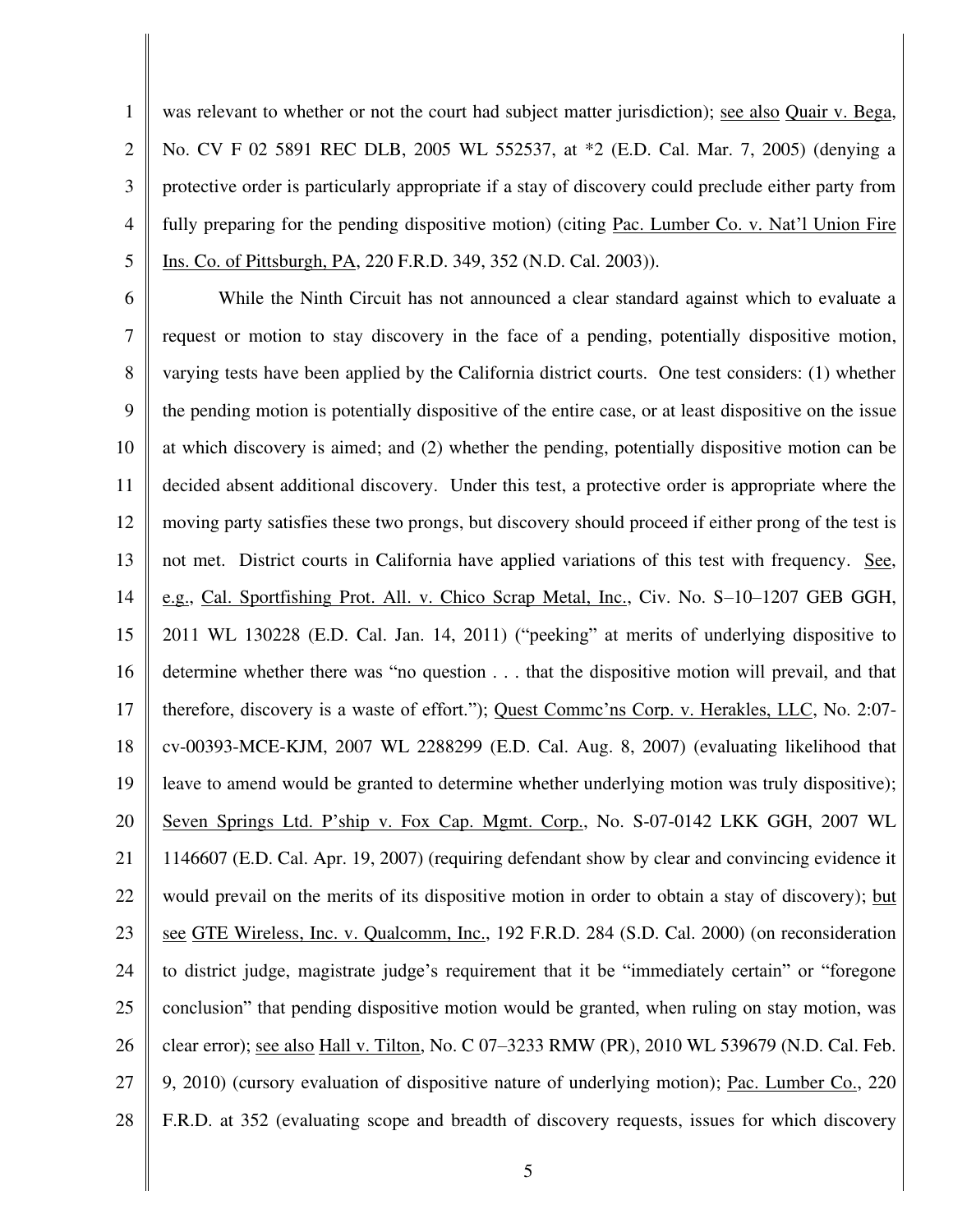was relevant to whether or not the court had subject matter jurisdiction); see also Quair v. Bega, No. CV F 02 5891 REC DLB, 2005 WL 552537, at *2 (E.D. Cal. Mar. 7, 2005) (denying a protective order is particularly appropriate if a stay of discovery could preclude either party from fully preparing for the pending dispositive motion) (citing Pac. Lumber Co. v. Nat'l Union Fire Ins. Co. of Pittsburgh, PA, 220 F.R.D. 349, 352 (N.D. Cal. 2003)).

While the Ninth Circuit has not announced a clear standard against which to evaluate a request or motion to stay discovery in the face of a pending, potentially dispositive motion, varying tests have been applied by the California district courts. One test considers: (1) whether the pending motion is potentially dispositive of the entire case, or at least dispositive on the issue at which discovery is aimed; and (2) whether the pending, potentially dispositive motion can be decided absent additional discovery. Under this test, a protective order is appropriate where the moving party satisfies these two prongs, but discovery should proceed if either prong of the test is not met. District courts in California have applied variations of this test with frequency. See, e.g., Cal. Sportfishing Prot. All. v. Chico Scrap Metal, Inc., Civ. No. S–10–1207 GEB GGH, 2011 WL 130228 (E.D. Cal. Jan. 14, 2011) ("peeking" at merits of underlying dispositive to determine whether there was "no question . . . that the dispositive motion will prevail, and that therefore, discovery is a waste of effort."); Quest Commc'ns Corp. v. Herakles, LLC, No. 2:07-cv-00393-MCE-KJM, 2007 WL 2288299 (E.D. Cal. Aug. 8, 2007) (evaluating likelihood that leave to amend would be granted to determine whether underlying motion was truly dispositive); Seven Springs Ltd. P'ship v. Fox Cap. Mgmt. Corp., No. S-07-0142 LKK GGH, 2007 WL 1146607 (E.D. Cal. Apr. 19, 2007) (requiring defendant show by clear and convincing evidence it would prevail on the merits of its dispositive motion in order to obtain a stay of discovery); but see GTE Wireless, Inc. v. Qualcomm, Inc., 192 F.R.D. 284 (S.D. Cal. 2000) (on reconsideration to district judge, magistrate judge's requirement that it be "immediately certain" or "foregone conclusion" that pending dispositive motion would be granted, when ruling on stay motion, was clear error); see also Hall v. Tilton, No. C 07–3233 RMW (PR), 2010 WL 539679 (N.D. Cal. Feb. 9, 2010) (cursory evaluation of dispositive nature of underlying motion); Pac. Lumber Co., 220 F.R.D. at 352 (evaluating scope and breadth of discovery requests, issues for which discovery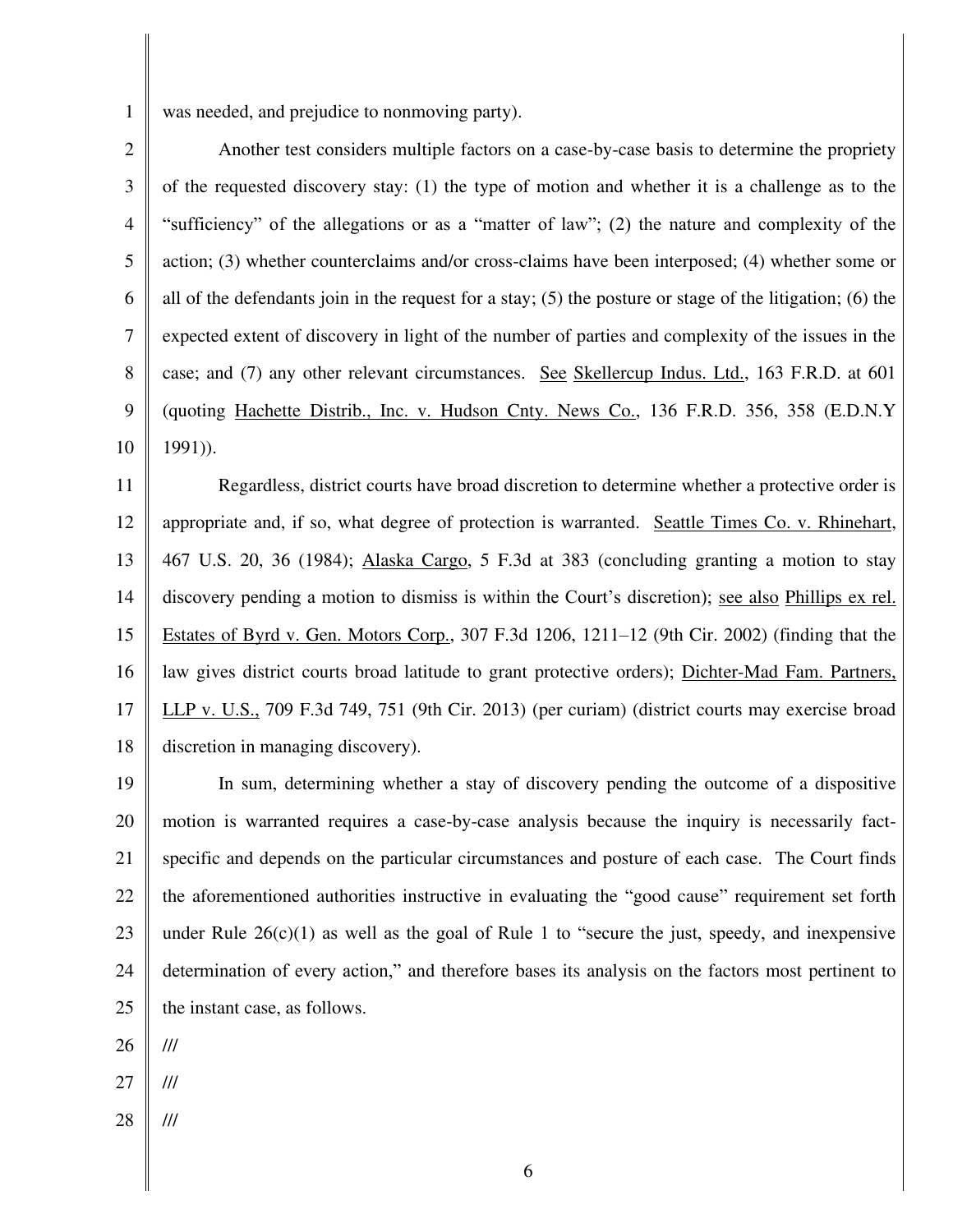was needed, and prejudice to nonmoving party).

Another test considers multiple factors on a case-by-case basis to determine the propriety of the requested discovery stay: (1) the type of motion and whether it is a challenge as to the "sufficiency" of the allegations or as a "matter of law"; (2) the nature and complexity of the action; (3) whether counterclaims and/or cross-claims have been interposed; (4) whether some or all of the defendants join in the request for a stay; (5) the posture or stage of the litigation; (6) the expected extent of discovery in light of the number of parties and complexity of the issues in the case; and (7) any other relevant circumstances. See Skellercup Indus. Ltd., 163 F.R.D. at 601 (quoting Hachette Distrib., Inc. v. Hudson Cnty. News Co., 136 F.R.D. 356, 358 (E.D.N.Y 1991)).

Regardless, district courts have broad discretion to determine whether a protective order is appropriate and, if so, what degree of protection is warranted. Seattle Times Co. v. Rhinehart, 467 U.S. 20, 36 (1984); Alaska Cargo, 5 F.3d at 383 (concluding granting a motion to stay discovery pending a motion to dismiss is within the Court's discretion); see also Phillips ex rel. Estates of Byrd v. Gen. Motors Corp., 307 F.3d 1206, 1211–12 (9th Cir. 2002) (finding that the law gives district courts broad latitude to grant protective orders); Dichter-Mad Fam. Partners, LLP v. U.S., 709 F.3d 749, 751 (9th Cir. 2013) (per curiam) (district courts may exercise broad discretion in managing discovery).

In sum, determining whether a stay of discovery pending the outcome of a dispositive motion is warranted requires a case-by-case analysis because the inquiry is necessarily fact-specific and depends on the particular circumstances and posture of each case. The Court finds the aforementioned authorities instructive in evaluating the "good cause" requirement set forth under Rule 26(c)(1) as well as the goal of Rule 1 to "secure the just, speedy, and inexpensive determination of every action," and therefore bases its analysis on the factors most pertinent to the instant case, as follows.

///

///

///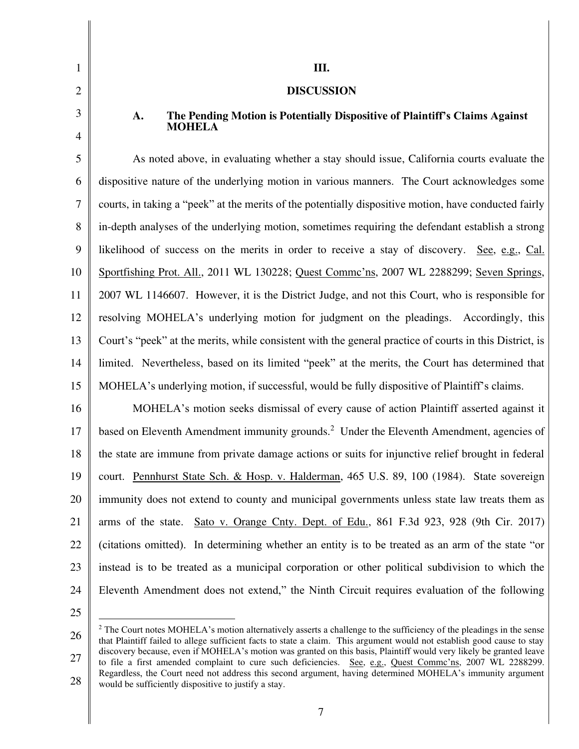## III.

## DISCUSSION

### A. The Pending Motion is Potentially Dispositive of Plaintiff's Claims Against MOHELA

As noted above, in evaluating whether a stay should issue, California courts evaluate the dispositive nature of the underlying motion in various manners. The Court acknowledges some courts, in taking a "peek" at the merits of the potentially dispositive motion, have conducted fairly in-depth analyses of the underlying motion, sometimes requiring the defendant establish a strong likelihood of success on the merits in order to receive a stay of discovery. See, e.g., Cal. Sportfishing Prot. All., 2011 WL 130228; Quest Commc'ns, 2007 WL 2288299; Seven Springs, 2007 WL 1146607. However, it is the District Judge, and not this Court, who is responsible for resolving MOHELA's underlying motion for judgment on the pleadings. Accordingly, this Court's "peek" at the merits, while consistent with the general practice of courts in this District, is limited. Nevertheless, based on its limited "peek" at the merits, the Court has determined that MOHELA's underlying motion, if successful, would be fully dispositive of Plaintiff's claims.

MOHELA's motion seeks dismissal of every cause of action Plaintiff asserted against it based on Eleventh Amendment immunity grounds.[2] Under the Eleventh Amendment, agencies of the state are immune from private damage actions or suits for injunctive relief brought in federal court. Pennhurst State Sch. & Hosp. v. Halderman, 465 U.S. 89, 100 (1984). State sovereign immunity does not extend to county and municipal governments unless state law treats them as arms of the state. Sato v. Orange Cnty. Dept. of Edu., 861 F.3d 923, 928 (9th Cir. 2017) (citations omitted). In determining whether an entity is to be treated as an arm of the state "or instead is to be treated as a municipal corporation or other political subdivision to which the Eleventh Amendment does not extend," the Ninth Circuit requires evaluation of the following

[2] The Court notes MOHELA's motion alternatively asserts a challenge to the sufficiency of the pleadings in the sense that Plaintiff failed to allege sufficient facts to state a claim. This argument would not establish good cause to stay discovery because, even if MOHELA's motion was granted on this basis, Plaintiff would very likely be granted leave to file a first amended complaint to cure such deficiencies. See, e.g., Quest Commc'ns, 2007 WL 2288299. Regardless, the Court need not address this second argument, having determined MOHELA's immunity argument would be sufficiently dispositive to justify a stay.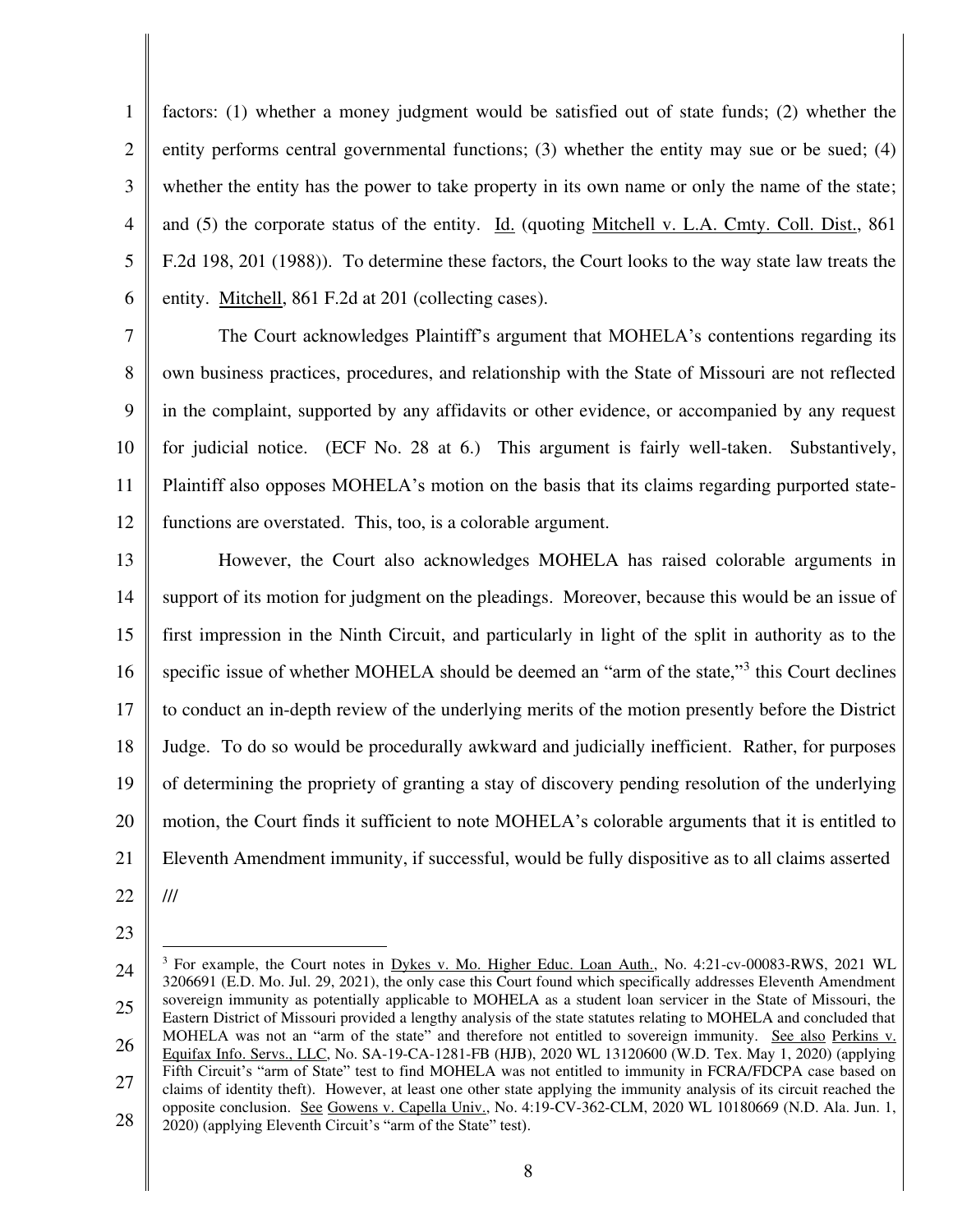factors: (1) whether a money judgment would be satisfied out of state funds; (2) whether the entity performs central governmental functions; (3) whether the entity may sue or be sued; (4) whether the entity has the power to take property in its own name or only the name of the state; and (5) the corporate status of the entity. Id. (quoting Mitchell v. L.A. Cmty. Coll. Dist., 861 F.2d 198, 201 (1988)). To determine these factors, the Court looks to the way state law treats the entity. Mitchell, 861 F.2d at 201 (collecting cases).

The Court acknowledges Plaintiff's argument that MOHELA's contentions regarding its own business practices, procedures, and relationship with the State of Missouri are not reflected in the complaint, supported by any affidavits or other evidence, or accompanied by any request for judicial notice. (ECF No. 28 at 6.) This argument is fairly well-taken. Substantively, Plaintiff also opposes MOHELA's motion on the basis that its claims regarding purported state-functions are overstated. This, too, is a colorable argument.

However, the Court also acknowledges MOHELA has raised colorable arguments in support of its motion for judgment on the pleadings. Moreover, because this would be an issue of first impression in the Ninth Circuit, and particularly in light of the split in authority as to the specific issue of whether MOHELA should be deemed an "arm of the state,"[3] this Court declines to conduct an in-depth review of the underlying merits of the motion presently before the District Judge. To do so would be procedurally awkward and judicially inefficient. Rather, for purposes of determining the propriety of granting a stay of discovery pending resolution of the underlying motion, the Court finds it sufficient to note MOHELA's colorable arguments that it is entitled to Eleventh Amendment immunity, if successful, would be fully dispositive as to all claims asserted

///

---

[3] For example, the Court notes in Dykes v. Mo. Higher Educ. Loan Auth., No. 4:21-cv-00083-RWS, 2021 WL 3206691 (E.D. Mo. Jul. 29, 2021), the only case this Court found which specifically addresses Eleventh Amendment sovereign immunity as potentially applicable to MOHELA as a student loan servicer in the State of Missouri, the Eastern District of Missouri provided a lengthy analysis of the state statutes relating to MOHELA and concluded that MOHELA was not an "arm of the state" and therefore not entitled to sovereign immunity. See also Perkins v. Equifax Info. Servs., LLC, No. SA-19-CA-1281-FB (HJB), 2020 WL 13120600 (W.D. Tex. May 1, 2020) (applying Fifth Circuit's "arm of State" test to find MOHELA was not entitled to immunity in FCRA/FDCPA case based on claims of identity theft). However, at least one other state applying the immunity analysis of its circuit reached the opposite conclusion. See Gowens v. Capella Univ., No. 4:19-CV-362-CLM, 2020 WL 10180669 (N.D. Ala. Jun. 1, 2020) (applying Eleventh Circuit's "arm of the State" test).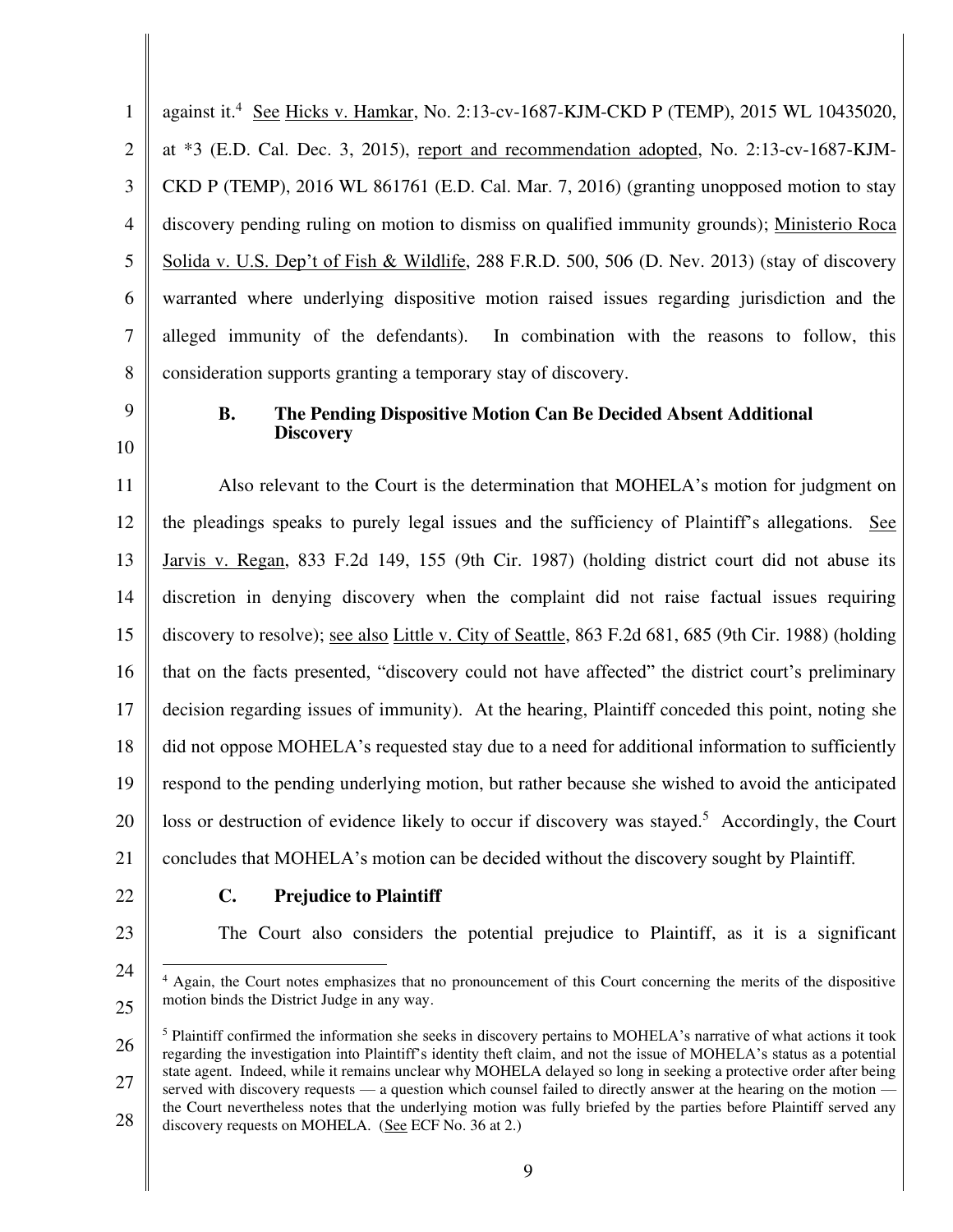against it.[4] See Hicks v. Hamkar, No. 2:13-cv-1687-KJM-CKD P (TEMP), 2015 WL 10435020, at *3 (E.D. Cal. Dec. 3, 2015), report and recommendation adopted, No. 2:13-cv-1687-KJM-CKD P (TEMP), 2016 WL 861761 (E.D. Cal. Mar. 7, 2016) (granting unopposed motion to stay discovery pending ruling on motion to dismiss on qualified immunity grounds); Ministerio Roca Solida v. U.S. Dep't of Fish & Wildlife, 288 F.R.D. 500, 506 (D. Nev. 2013) (stay of discovery warranted where underlying dispositive motion raised issues regarding jurisdiction and the alleged immunity of the defendants). In combination with the reasons to follow, this consideration supports granting a temporary stay of discovery.

### B. The Pending Dispositive Motion Can Be Decided Absent Additional Discovery

Also relevant to the Court is the determination that MOHELA's motion for judgment on the pleadings speaks to purely legal issues and the sufficiency of Plaintiff's allegations. See Jarvis v. Regan, 833 F.2d 149, 155 (9th Cir. 1987) (holding district court did not abuse its discretion in denying discovery when the complaint did not raise factual issues requiring discovery to resolve); see also Little v. City of Seattle, 863 F.2d 681, 685 (9th Cir. 1988) (holding that on the facts presented, "discovery could not have affected" the district court's preliminary decision regarding issues of immunity). At the hearing, Plaintiff conceded this point, noting she did not oppose MOHELA's requested stay due to a need for additional information to sufficiently respond to the pending underlying motion, but rather because she wished to avoid the anticipated loss or destruction of evidence likely to occur if discovery was stayed.[5] Accordingly, the Court concludes that MOHELA's motion can be decided without the discovery sought by Plaintiff.

### C. Prejudice to Plaintiff

The Court also considers the potential prejudice to Plaintiff, as it is a significant

---

[4] Again, the Court notes emphasizes that no pronouncement of this Court concerning the merits of the dispositive motion binds the District Judge in any way.

[5] Plaintiff confirmed the information she seeks in discovery pertains to MOHELA's narrative of what actions it took regarding the investigation into Plaintiff's identity theft claim, and not the issue of MOHELA's status as a potential state agent. Indeed, while it remains unclear why MOHELA delayed so long in seeking a protective order after being served with discovery requests — a question which counsel failed to directly answer at the hearing on the motion — the Court nevertheless notes that the underlying motion was fully briefed by the parties before Plaintiff served any discovery requests on MOHELA. (See ECF No. 36 at 2.)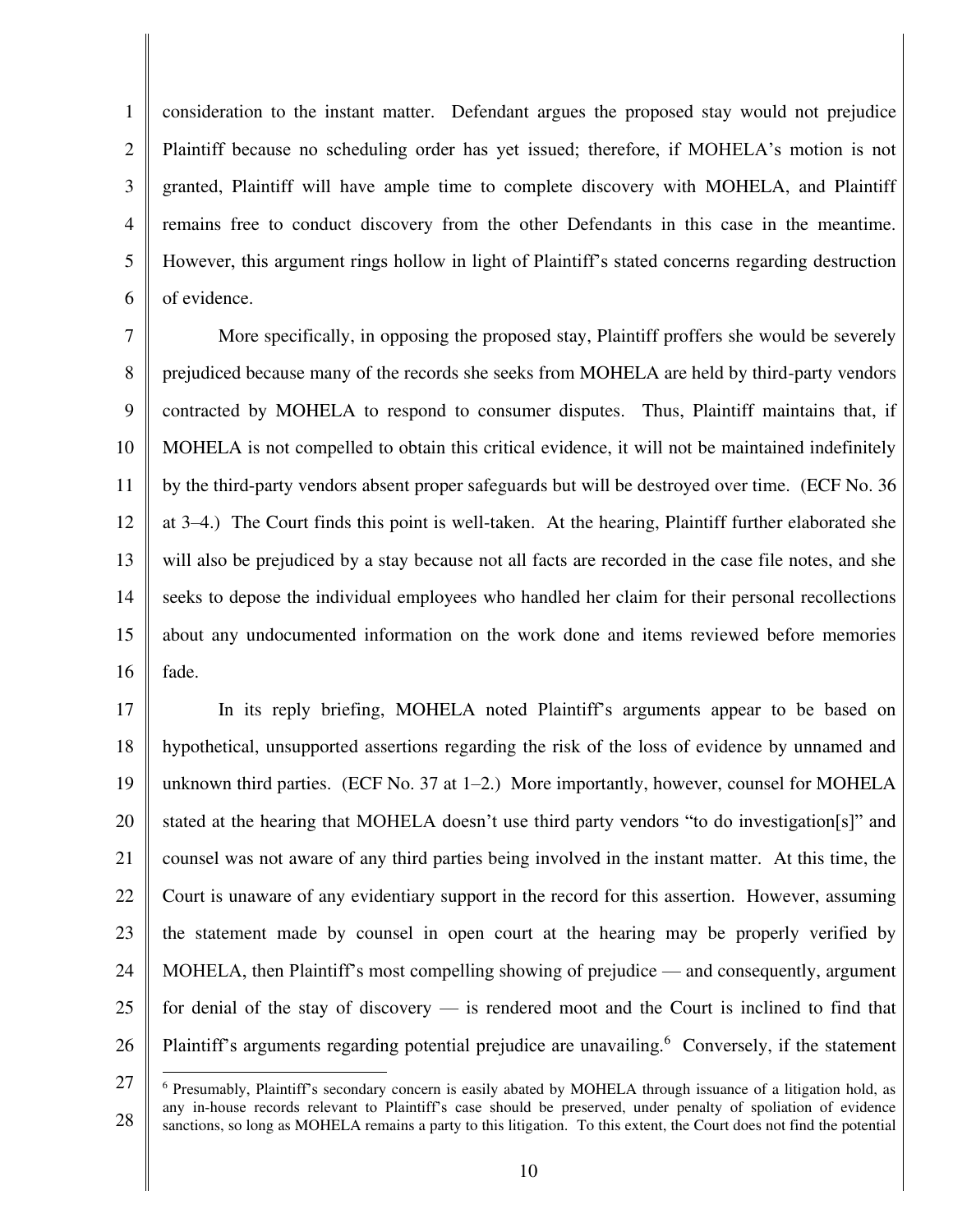consideration to the instant matter. Defendant argues the proposed stay would not prejudice Plaintiff because no scheduling order has yet issued; therefore, if MOHELA's motion is not granted, Plaintiff will have ample time to complete discovery with MOHELA, and Plaintiff remains free to conduct discovery from the other Defendants in this case in the meantime. However, this argument rings hollow in light of Plaintiff's stated concerns regarding destruction of evidence.

More specifically, in opposing the proposed stay, Plaintiff proffers she would be severely prejudiced because many of the records she seeks from MOHELA are held by third-party vendors contracted by MOHELA to respond to consumer disputes. Thus, Plaintiff maintains that, if MOHELA is not compelled to obtain this critical evidence, it will not be maintained indefinitely by the third-party vendors absent proper safeguards but will be destroyed over time. (ECF No. 36 at 3–4.) The Court finds this point is well-taken. At the hearing, Plaintiff further elaborated she will also be prejudiced by a stay because not all facts are recorded in the case file notes, and she seeks to depose the individual employees who handled her claim for their personal recollections about any undocumented information on the work done and items reviewed before memories fade.

In its reply briefing, MOHELA noted Plaintiff's arguments appear to be based on hypothetical, unsupported assertions regarding the risk of the loss of evidence by unnamed and unknown third parties. (ECF No. 37 at 1–2.) More importantly, however, counsel for MOHELA stated at the hearing that MOHELA doesn't use third party vendors "to do investigation[s]" and counsel was not aware of any third parties being involved in the instant matter. At this time, the Court is unaware of any evidentiary support in the record for this assertion. However, assuming the statement made by counsel in open court at the hearing may be properly verified by MOHELA, then Plaintiff's most compelling showing of prejudice — and consequently, argument for denial of the stay of discovery — is rendered moot and the Court is inclined to find that Plaintiff's arguments regarding potential prejudice are unavailing.[6] Conversely, if the statement

---

[6] Presumably, Plaintiff's secondary concern is easily abated by MOHELA through issuance of a litigation hold, as any in-house records relevant to Plaintiff's case should be preserved, under penalty of spoliation of evidence sanctions, so long as MOHELA remains a party to this litigation. To this extent, the Court does not find the potential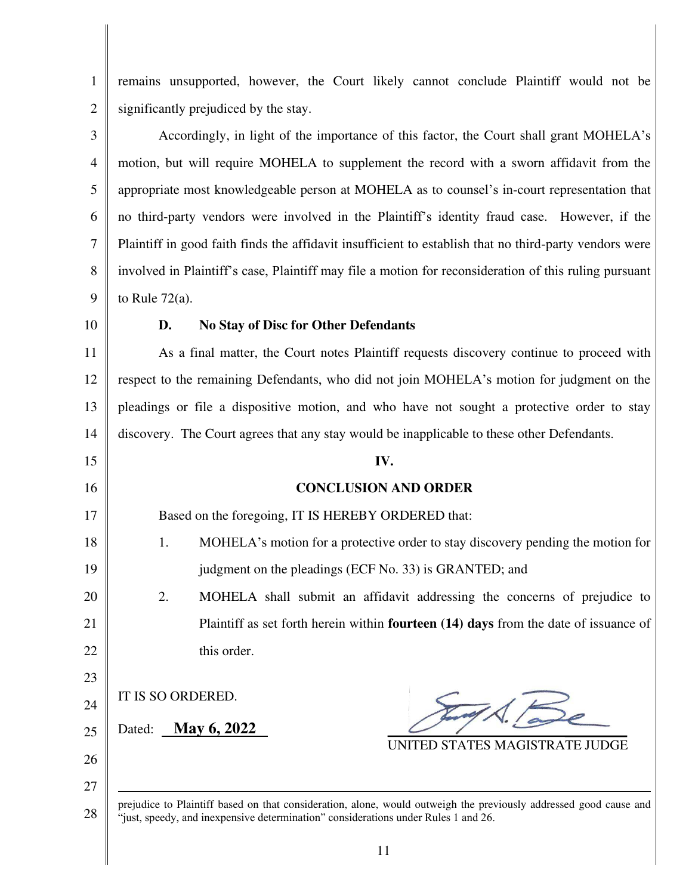remains unsupported, however, the Court likely cannot conclude Plaintiff would not be significantly prejudiced by the stay.

Accordingly, in light of the importance of this factor, the Court shall grant MOHELA's motion, but will require MOHELA to supplement the record with a sworn affidavit from the appropriate most knowledgeable person at MOHELA as to counsel's in-court representation that no third-party vendors were involved in the Plaintiff's identity fraud case. However, if the Plaintiff in good faith finds the affidavit insufficient to establish that no third-party vendors were involved in Plaintiff's case, Plaintiff may file a motion for reconsideration of this ruling pursuant to Rule 72(a).

### D. No Stay of Disc for Other Defendants

As a final matter, the Court notes Plaintiff requests discovery continue to proceed with respect to the remaining Defendants, who did not join MOHELA's motion for judgment on the pleadings or file a dispositive motion, and who have not sought a protective order to stay discovery. The Court agrees that any stay would be inapplicable to these other Defendants.

## IV.

## CONCLUSION AND ORDER

Based on the foregoing, IT IS HEREBY ORDERED that:

1. MOHELA's motion for a protective order to stay discovery pending the motion for judgment on the pleadings (ECF No. 33) is GRANTED; and
2. MOHELA shall submit an affidavit addressing the concerns of prejudice to Plaintiff as set forth herein within **fourteen (14) days** from the date of issuance of this order.

IT IS SO ORDERED.

Dated: **May 6, 2022**

UNITED STATES MAGISTRATE JUDGE

---

prejudice to Plaintiff based on that consideration, alone, would outweigh the previously addressed good cause and "just, speedy, and inexpensive determination" considerations under Rules 1 and 26.